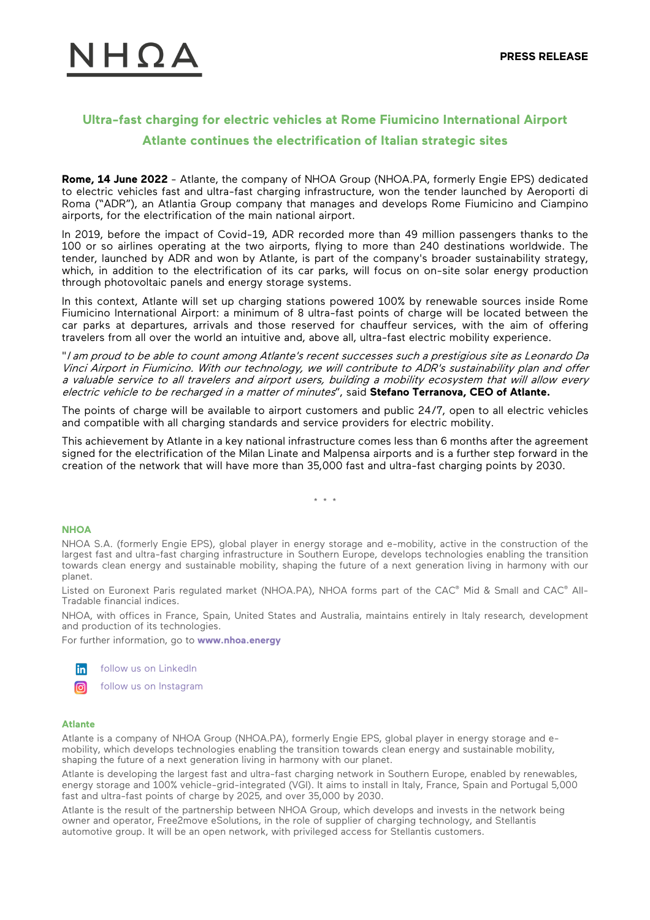NHΩA

**PRESS RELEASE**

## Ultra-fast charging for electric vehicles at Rome Fiumicino International Airport

## Atlante continues the electrification of Italian strategic sites

**Rome, 14 June 2022** - Atlante, the company of NHOA Group (NHOA.PA, formerly Engie EPS) dedicated to electric vehicles fast and ultra-fast charging infrastructure, won the tender launched by Aeroporti di Roma ("ADR"), an Atlantia Group company that manages and develops Rome Fiumicino and Ciampino airports, for the electrification of the main national airport.

In 2019, before the impact of Covid-19, ADR recorded more than 49 million passengers thanks to the 100 or so airlines operating at the two airports, flying to more than 240 destinations worldwide. The tender, launched by ADR and won by Atlante, is part of the company's broader sustainability strategy, which, in addition to the electrification of its car parks, will focus on on-site solar energy production through photovoltaic panels and energy storage systems.

In this context, Atlante will set up charging stations powered 100% by renewable sources inside Rome Fiumicino International Airport: a minimum of 8 ultra-fast points of charge will be located between the car parks at departures, arrivals and those reserved for chauffeur services, with the aim of offering travelers from all over the world an intuitive and, above all, ultra-fast electric mobility experience.

"*I am proud to be able to count among Atlante's recent successes such a prestigious site as Leonardo Da Vinci Airport in Fiumicino. With our technology, we will contribute to ADR's sustainability plan and offer a valuable service to all travelers and airport users, building a mobility ecosystem that will allow every electric vehicle to be recharged in a matter of minutes*", said **Stefano Terranova, CEO of Atlante.**

The points of charge will be available to airport customers and public 24/7, open to all electric vehicles and compatible with all charging standards and service providers for electric mobility.

This achievement by Atlante in a key national infrastructure comes less than 6 months after the agreement signed for the electrification of the Milan Linate and Malpensa airports and is a further step forward in the creation of the network that will have more than 35,000 fast and ultra-fast charging points by 2030.

\* \* \*

### NHOA

NHOA S.A. (formerly Engie EPS), global player in energy storage and e-mobility, active in the construction of the largest fast and ultra-fast charging infrastructure in Southern Europe, develops technologies enabling the transition towards clean energy and sustainable mobility, shaping the future of a next generation living in harmony with our planet.

Listed on Euronext Paris regulated market (NHOA.PA), NHOA forms part of the CAC® Mid & Small and CAC® All-Tradable financial indices.

NHOA, with offices in France, Spain, United States and Australia, maintains entirely in Italy research, development and production of its technologies.

For further information, go to **www.nhoa.energy**

follow us on LinkedIn

follow us on Instagram

### Atlante

Atlante is a company of NHOA Group (NHOA.PA), formerly Engie EPS, global player in energy storage and e-mobility, which develops technologies enabling the transition towards clean energy and sustainable mobility, shaping the future of a next generation living in harmony with our planet.

Atlante is developing the largest fast and ultra-fast charging network in Southern Europe, enabled by renewables, energy storage and 100% vehicle-grid-integrated (VGI). It aims to install in Italy, France, Spain and Portugal 5,000 fast and ultra-fast points of charge by 2025, and over 35,000 by 2030.

Atlante is the result of the partnership between NHOA Group, which develops and invests in the network being owner and operator, Free2move eSolutions, in the role of supplier of charging technology, and Stellantis automotive group. It will be an open network, with privileged access for Stellantis customers.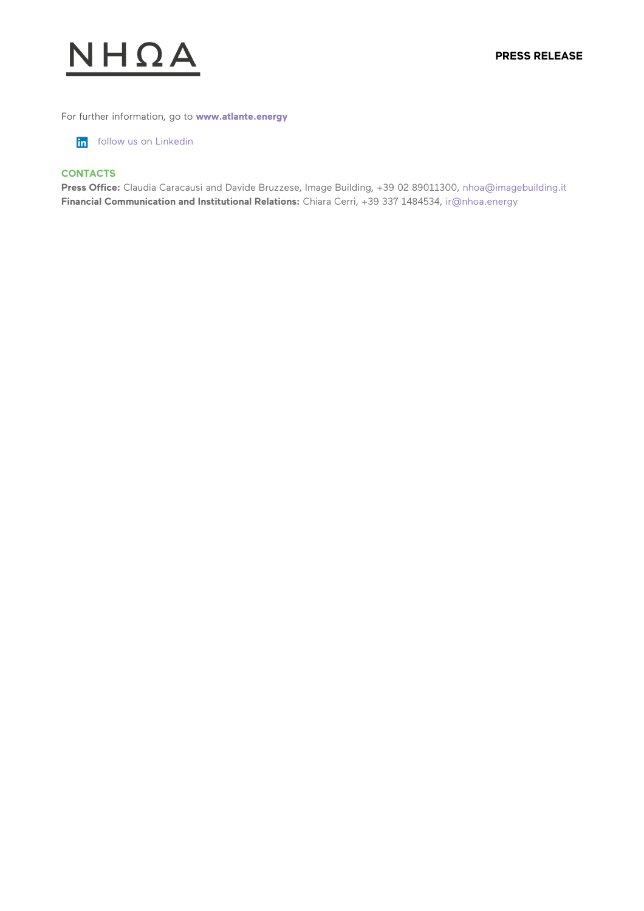For further information, go to **www.atlante.energy**

follow us on Linkedin

**CONTACTS**

**Press Office:** Claudia Caracausi and Davide Bruzzese, Image Building, +39 02 89011300, nhoa@imagebuilding.it
**Financial Communication and Institutional Relations:** Chiara Cerri, +39 337 1484534, ir@nhoa.energy